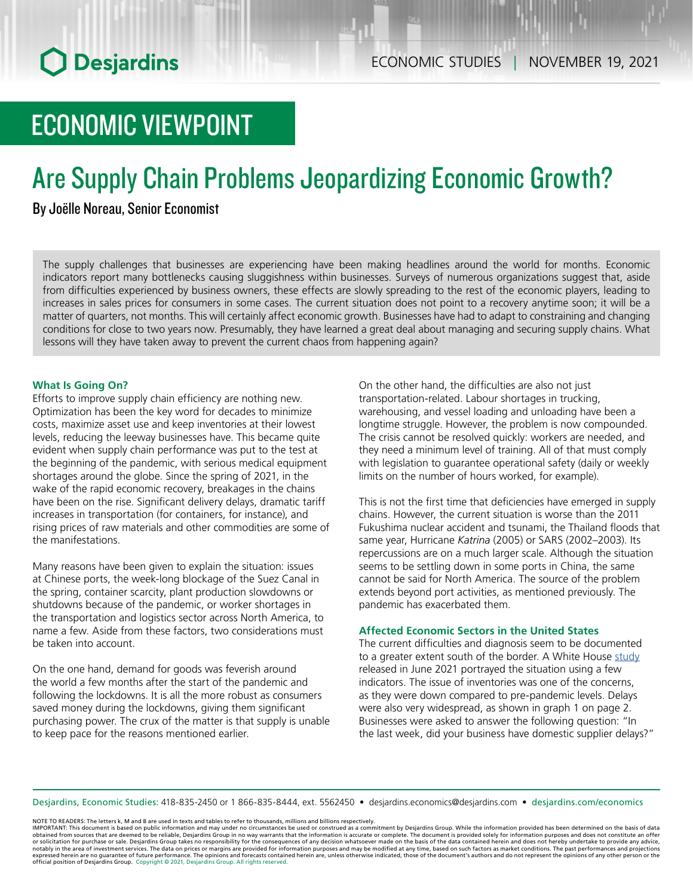ECONOMIC STUDIES | NOVEMBER 19, 2021

# ECONOMIC VIEWPOINT

# Are Supply Chain Problems Jeopardizing Economic Growth?

By Joëlle Noreau, Senior Economist

The supply challenges that businesses are experiencing have been making headlines around the world for months. Economic indicators report many bottlenecks causing sluggishness within businesses. Surveys of numerous organizations suggest that, aside from difficulties experienced by business owners, these effects are slowly spreading to the rest of the economic players, leading to increases in sales prices for consumers in some cases. The current situation does not point to a recovery anytime soon; it will be a matter of quarters, not months. This will certainly affect economic growth. Businesses have had to adapt to constraining and changing conditions for close to two years now. Presumably, they have learned a great deal about managing and securing supply chains. What lessons will they have taken away to prevent the current chaos from happening again?

### What Is Going On?

Efforts to improve supply chain efficiency are nothing new. Optimization has been the key word for decades to minimize costs, maximize asset use and keep inventories at their lowest levels, reducing the leeway businesses have. This became quite evident when supply chain performance was put to the test at the beginning of the pandemic, with serious medical equipment shortages around the globe. Since the spring of 2021, in the wake of the rapid economic recovery, breakages in the chains have been on the rise. Significant delivery delays, dramatic tariff increases in transportation (for containers, for instance), and rising prices of raw materials and other commodities are some of the manifestations.

Many reasons have been given to explain the situation: issues at Chinese ports, the week-long blockage of the Suez Canal in the spring, container scarcity, plant production slowdowns or shutdowns because of the pandemic, or worker shortages in the transportation and logistics sector across North America, to name a few. Aside from these factors, two considerations must be taken into account.

On the one hand, demand for goods was feverish around the world a few months after the start of the pandemic and following the lockdowns. It is all the more robust as consumers saved money during the lockdowns, giving them significant purchasing power. The crux of the matter is that supply is unable to keep pace for the reasons mentioned earlier.

On the other hand, the difficulties are also not just transportation-related. Labour shortages in trucking, warehousing, and vessel loading and unloading have been a longtime struggle. However, the problem is now compounded. The crisis cannot be resolved quickly: workers are needed, and they need a minimum level of training. All of that must comply with legislation to guarantee operational safety (daily or weekly limits on the number of hours worked, for example).

This is not the first time that deficiencies have emerged in supply chains. However, the current situation is worse than the 2011 Fukushima nuclear accident and tsunami, the Thailand floods that same year, Hurricane *Katrina* (2005) or SARS (2002–2003). Its repercussions are on a much larger scale. Although the situation seems to be settling down in some ports in China, the same cannot be said for North America. The source of the problem extends beyond port activities, as mentioned previously. The pandemic has exacerbated them.

### Affected Economic Sectors in the United States

The current difficulties and diagnosis seem to be documented to a greater extent south of the border. A White House study released in June 2021 portrayed the situation using a few indicators. The issue of inventories was one of the concerns, as they were down compared to pre-pandemic levels. Delays were also very widespread, as shown in graph 1 on page 2. Businesses were asked to answer the following question: "In the last week, did your business have domestic supplier delays?"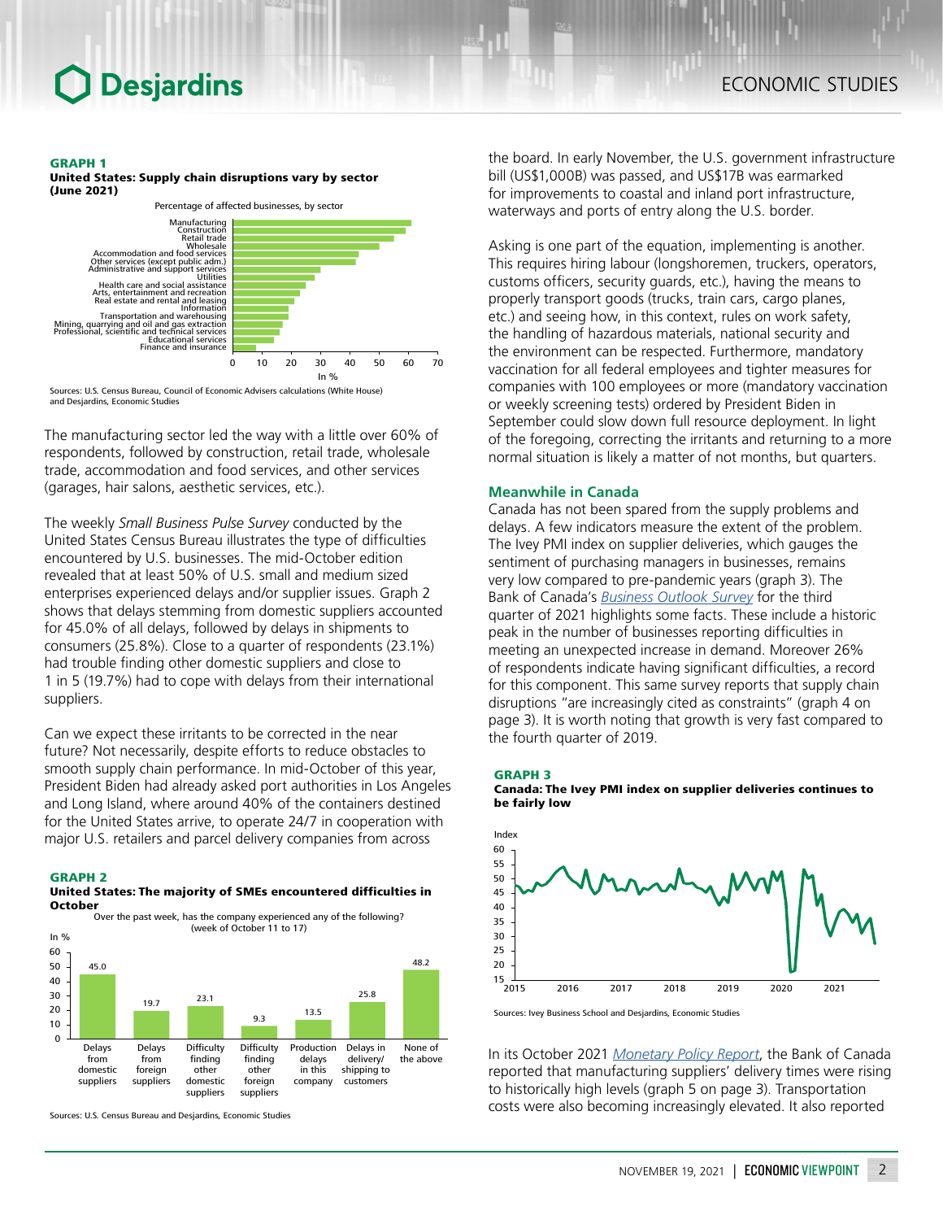**GRAPH 1**
**United States: Supply chain disruptions vary by sector (June 2021)**

Percentage of affected businesses, by sector

Manufacturing
Construction
Retail trade
Wholesale
Accommodation and food services
Other services (except public adm.)
Administrative and support services
Utilities
Health care and social assistance
Arts, entertainment and recreation
Real estate and rental and leasing
Information
Transportation and warehousing
Mining, quarrying and oil and gas extraction
Professional, scientific and technical services
Educational services
Finance and insurance

0 10 20 30 40 50 60 70
In %

Sources: U.S. Census Bureau, Council of Economic Advisers calculations (White House) and Desjardins, Economic Studies

The manufacturing sector led the way with a little over 60% of respondents, followed by construction, retail trade, wholesale trade, accommodation and food services, and other services (garages, hair salons, aesthetic services, etc.).

The weekly *Small Business Pulse Survey* conducted by the United States Census Bureau illustrates the type of difficulties encountered by U.S. businesses. The mid-October edition revealed that at least 50% of U.S. small and medium sized enterprises experienced delays and/or supplier issues. Graph 2 shows that delays stemming from domestic suppliers accounted for 45.0% of all delays, followed by delays in shipments to consumers (25.8%). Close to a quarter of respondents (23.1%) had trouble finding other domestic suppliers and close to 1 in 5 (19.7%) had to cope with delays from their international suppliers.

Can we expect these irritants to be corrected in the near future? Not necessarily, despite efforts to reduce obstacles to smooth supply chain performance. In mid-October of this year, President Biden had already asked port authorities in Los Angeles and Long Island, where around 40% of the containers destined for the United States arrive, to operate 24/7 in cooperation with major U.S. retailers and parcel delivery companies from across the board. In early November, the U.S. government infrastructure bill (US$1,000B) was passed, and US$17B was earmarked for improvements to coastal and inland port infrastructure, waterways and ports of entry along the U.S. border.

**GRAPH 2**
**United States: The majority of SMEs encountered difficulties in October**

Over the past week, has the company experienced any of the following? (week of October 11 to 17)

| | In % |
|---|---|
| Delays from domestic suppliers | 45.0 |
| Delays from foreign suppliers | 19.7 |
| Difficulty finding other domestic suppliers | 23.1 |
| Difficulty finding other foreign suppliers | 9.3 |
| Production delays in this company | 13.5 |
| Delays in delivery/shipping to customers | 25.8 |
| None of the above | 48.2 |

Sources: U.S. Census Bureau and Desjardins, Economic Studies

Asking is one part of the equation, implementing is another. This requires hiring labour (longshoremen, truckers, operators, customs officers, security guards, etc.), having the means to properly transport goods (trucks, train cars, cargo planes, etc.) and seeing how, in this context, rules on work safety, the handling of hazardous materials, national security and the environment can be respected. Furthermore, mandatory vaccination for all federal employees and tighter measures for companies with 100 employees or more (mandatory vaccination or weekly screening tests) ordered by President Biden in September could slow down full resource deployment. In light of the foregoing, correcting the irritants and returning to a more normal situation is likely a matter of not months, but quarters.

## Meanwhile in Canada

Canada has not been spared from the supply problems and delays. A few indicators measure the extent of the problem. The Ivey PMI index on supplier deliveries, which gauges the sentiment of purchasing managers in businesses, remains very low compared to pre-pandemic years (graph 3). The Bank of Canada's *Business Outlook Survey* for the third quarter of 2021 highlights some facts. These include a historic peak in the number of businesses reporting difficulties in meeting an unexpected increase in demand. Moreover 26% of respondents indicate having significant difficulties, a record for this component. This same survey reports that supply chain disruptions "are increasingly cited as constraints" (graph 4 on page 3). It is worth noting that growth is very fast compared to the fourth quarter of 2019.

**GRAPH 3**
**Canada: The Ivey PMI index on supplier deliveries continues to be fairly low**

Index

Sources: Ivey Business School and Desjardins, Economic Studies

In its October 2021 *Monetary Policy Report*, the Bank of Canada reported that manufacturing suppliers' delivery times were rising to historically high levels (graph 5 on page 3). Transportation costs were also becoming increasingly elevated. It also reported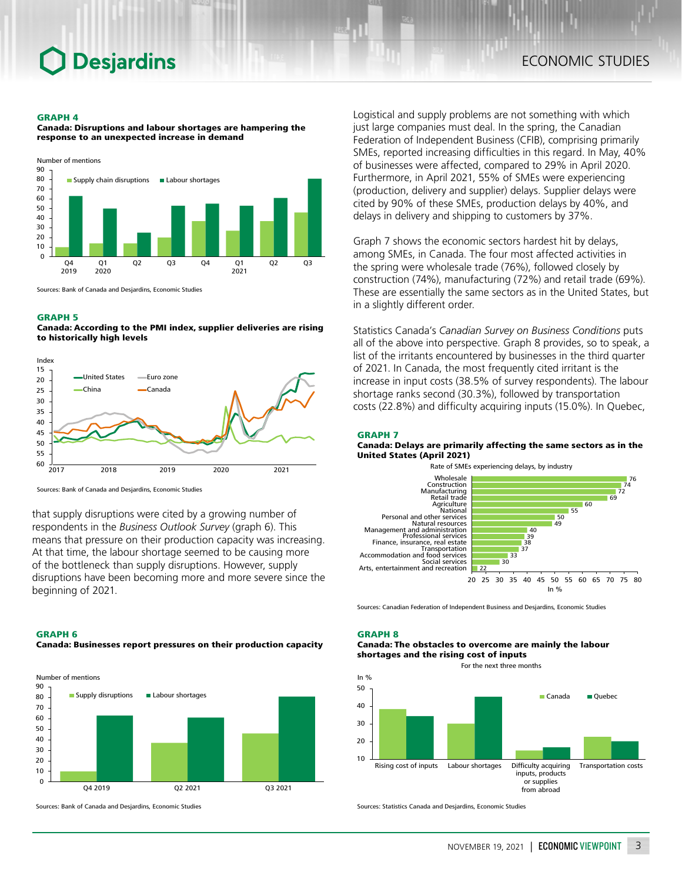**GRAPH 4**
**Canada: Disruptions and labour shortages are hampering the response to an unexpected increase in demand**

Sources: Bank of Canada and Desjardins, Economic Studies

**GRAPH 5**
**Canada: According to the PMI index, supplier deliveries are rising to historically high levels**

Sources: Bank of Canada and Desjardins, Economic Studies

that supply disruptions were cited by a growing number of respondents in the *Business Outlook Survey* (graph 6). This means that pressure on their production capacity was increasing. At that time, the labour shortage seemed to be causing more of the bottleneck than supply disruptions. However, supply disruptions have been becoming more and more severe since the beginning of 2021.

**GRAPH 6**
**Canada: Businesses report pressures on their production capacity**

Sources: Bank of Canada and Desjardins, Economic Studies

Logistical and supply problems are not something with which just large companies must deal. In the spring, the Canadian Federation of Independent Business (CFIB), comprising primarily SMEs, reported increasing difficulties in this regard. In May, 40% of businesses were affected, compared to 29% in April 2020. Furthermore, in April 2021, 55% of SMEs were experiencing (production, delivery and supplier) delays. Supplier delays were cited by 90% of these SMEs, production delays by 40%, and delays in delivery and shipping to customers by 37%.

Graph 7 shows the economic sectors hardest hit by delays, among SMEs, in Canada. The four most affected activities in the spring were wholesale trade (76%), followed closely by construction (74%), manufacturing (72%) and retail trade (69%). These are essentially the same sectors as in the United States, but in a slightly different order.

Statistics Canada's *Canadian Survey on Business Conditions* puts all of the above into perspective. Graph 8 provides, so to speak, a list of the irritants encountered by businesses in the third quarter of 2021. In Canada, the most frequently cited irritant is the increase in input costs (38.5% of survey respondents). The labour shortage ranks second (30.3%), followed by transportation costs (22.8%) and difficulty acquiring inputs (15.0%). In Quebec,

**GRAPH 7**
**Canada: Delays are primarily affecting the same sectors as in the United States (April 2021)**

Rate of SMEs experiencing delays, by industry (In %)

| Industry | % |
|---|---|
| Wholesale | 76 |
| Construction | 74 |
| Manufacturing | 72 |
| Retail trade | 69 |
| Agriculture | 60 |
| National | 55 |
| Personal and other services | 50 |
| Natural resources | 49 |
| Management and administration | 40 |
| Professional services | 39 |
| Finance, insurance, real estate | 38 |
| Transportation | 37 |
| Accommodation and food services | 33 |
| Social services | 30 |
| Arts, entertainment and recreation | 22 |

Sources: Canadian Federation of Independent Business and Desjardins, Economic Studies

**GRAPH 8**
**Canada: The obstacles to overcome are mainly the labour shortages and the rising cost of inputs**

For the next three months

Sources: Statistics Canada and Desjardins, Economic Studies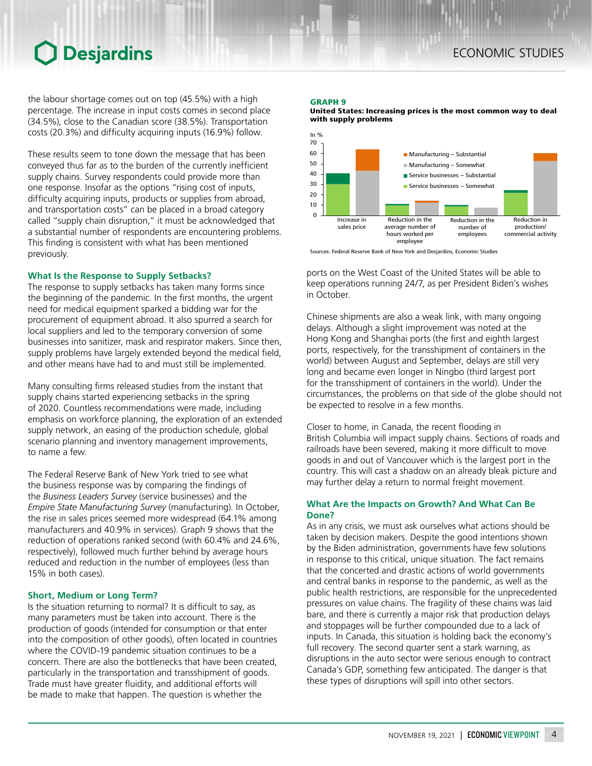the labour shortage comes out on top (45.5%) with a high percentage. The increase in input costs comes in second place (34.5%), close to the Canadian score (38.5%). Transportation costs (20.3%) and difficulty acquiring inputs (16.9%) follow.

These results seem to tone down the message that has been conveyed thus far as to the burden of the currently inefficient supply chains. Survey respondents could provide more than one response. Insofar as the options "rising cost of inputs, difficulty acquiring inputs, products or supplies from abroad, and transportation costs" can be placed in a broad category called "supply chain disruption," it must be acknowledged that a substantial number of respondents are encountering problems. This finding is consistent with what has been mentioned previously.

### What Is the Response to Supply Setbacks?

The response to supply setbacks has taken many forms since the beginning of the pandemic. In the first months, the urgent need for medical equipment sparked a bidding war for the procurement of equipment abroad. It also spurred a search for local suppliers and led to the temporary conversion of some businesses into sanitizer, mask and respirator makers. Since then, supply problems have largely extended beyond the medical field, and other means have had to and must still be implemented.

Many consulting firms released studies from the instant that supply chains started experiencing setbacks in the spring of 2020. Countless recommendations were made, including emphasis on workforce planning, the exploration of an extended supply network, an easing of the production schedule, global scenario planning and inventory management improvements, to name a few.

The Federal Reserve Bank of New York tried to see what the business response was by comparing the findings of the *Business Leaders Survey* (service businesses) and the *Empire State Manufacturing Survey* (manufacturing). In October, the rise in sales prices seemed more widespread (64.1% among manufacturers and 40.9% in services). Graph 9 shows that the reduction of operations ranked second (with 60.4% and 24.6%, respectively), followed much further behind by average hours reduced and reduction in the number of employees (less than 15% in both cases).

### Short, Medium or Long Term?

Is the situation returning to normal? It is difficult to say, as many parameters must be taken into account. There is the production of goods (intended for consumption or that enter into the composition of other goods), often located in countries where the COVID-19 pandemic situation continues to be a concern. There are also the bottlenecks that have been created, particularly in the transportation and transshipment of goods. Trade must have greater fluidity, and additional efforts will be made to make that happen. The question is whether the ports on the West Coast of the United States will be able to keep operations running 24/7, as per President Biden's wishes in October.

**GRAPH 9**
**United States: Increasing prices is the most common way to deal with supply problems**

Sources: Federal Reserve Bank of New York and Desjardins, Economic Studies

Chinese shipments are also a weak link, with many ongoing delays. Although a slight improvement was noted at the Hong Kong and Shanghai ports (the first and eighth largest ports, respectively, for the transshipment of containers in the world) between August and September, delays are still very long and became even longer in Ningbo (third largest port for the transshipment of containers in the world). Under the circumstances, the problems on that side of the globe should not be expected to resolve in a few months.

Closer to home, in Canada, the recent flooding in British Columbia will impact supply chains. Sections of roads and railroads have been severed, making it more difficult to move goods in and out of Vancouver which is the largest port in the country. This will cast a shadow on an already bleak picture and may further delay a return to normal freight movement.

### What Are the Impacts on Growth? And What Can Be Done?

As in any crisis, we must ask ourselves what actions should be taken by decision makers. Despite the good intentions shown by the Biden administration, governments have few solutions in response to this critical, unique situation. The fact remains that the concerted and drastic actions of world governments and central banks in response to the pandemic, as well as the public health restrictions, are responsible for the unprecedented pressures on value chains. The fragility of these chains was laid bare, and there is currently a major risk that production delays and stoppages will be further compounded due to a lack of inputs. In Canada, this situation is holding back the economy's full recovery. The second quarter sent a stark warning, as disruptions in the auto sector were serious enough to contract Canada's GDP, something few anticipated. The danger is that these types of disruptions will spill into other sectors.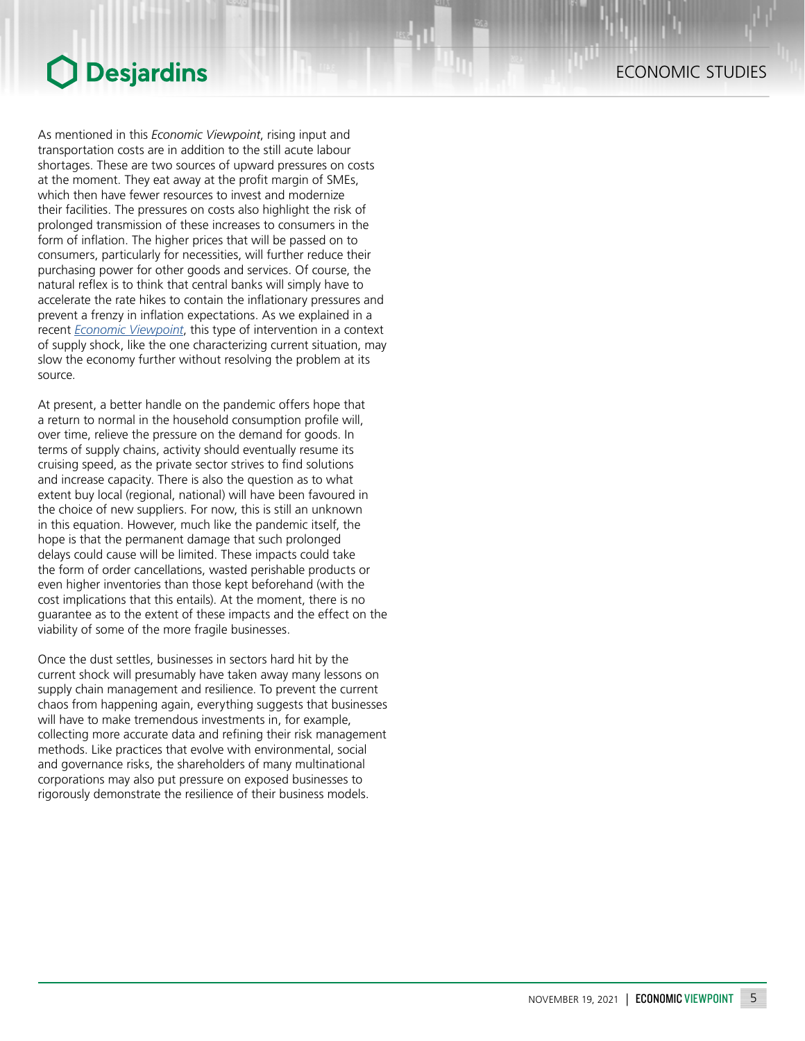As mentioned in this *Economic Viewpoint*, rising input and transportation costs are in addition to the still acute labour shortages. These are two sources of upward pressures on costs at the moment. They eat away at the profit margin of SMEs, which then have fewer resources to invest and modernize their facilities. The pressures on costs also highlight the risk of prolonged transmission of these increases to consumers in the form of inflation. The higher prices that will be passed on to consumers, particularly for necessities, will further reduce their purchasing power for other goods and services. Of course, the natural reflex is to think that central banks will simply have to accelerate the rate hikes to contain the inflationary pressures and prevent a frenzy in inflation expectations. As we explained in a recent *Economic Viewpoint*, this type of intervention in a context of supply shock, like the one characterizing current situation, may slow the economy further without resolving the problem at its source.

At present, a better handle on the pandemic offers hope that a return to normal in the household consumption profile will, over time, relieve the pressure on the demand for goods. In terms of supply chains, activity should eventually resume its cruising speed, as the private sector strives to find solutions and increase capacity. There is also the question as to what extent buy local (regional, national) will have been favoured in the choice of new suppliers. For now, this is still an unknown in this equation. However, much like the pandemic itself, the hope is that the permanent damage that such prolonged delays could cause will be limited. These impacts could take the form of order cancellations, wasted perishable products or even higher inventories than those kept beforehand (with the cost implications that this entails). At the moment, there is no guarantee as to the extent of these impacts and the effect on the viability of some of the more fragile businesses.

Once the dust settles, businesses in sectors hard hit by the current shock will presumably have taken away many lessons on supply chain management and resilience. To prevent the current chaos from happening again, everything suggests that businesses will have to make tremendous investments in, for example, collecting more accurate data and refining their risk management methods. Like practices that evolve with environmental, social and governance risks, the shareholders of many multinational corporations may also put pressure on exposed businesses to rigorously demonstrate the resilience of their business models.